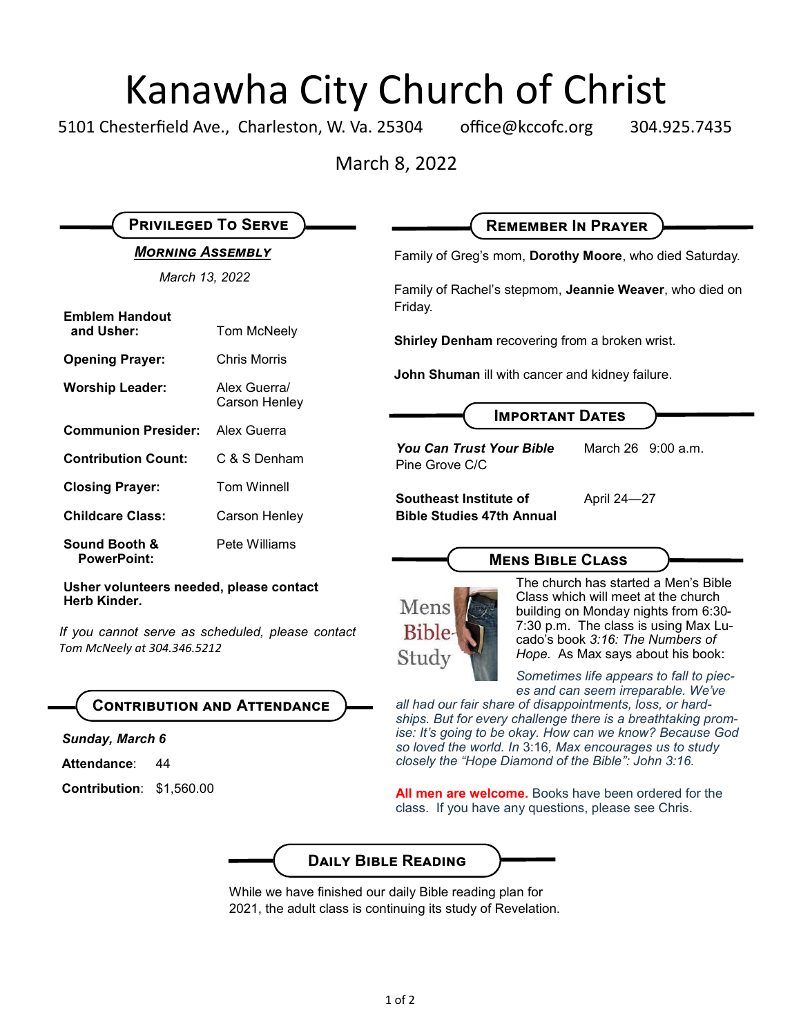# Kanawha City Church of Christ

5101 Chesterfield Ave., Charleston, W. Va. 25304 office@kccofc.org 304.925.7435

March 8, 2022

## Privileged To Serve

***Morning Assembly***

*March 13, 2022*

| | |
|---|---|
| **Emblem Handout and Usher:** | Tom McNeely |
| **Opening Prayer:** | Chris Morris |
| **Worship Leader:** | Alex Guerra/ Carson Henley |
| **Communion Presider:** | Alex Guerra |
| **Contribution Count:** | C & S Denham |
| **Closing Prayer:** | Tom Winnell |
| **Childcare Class:** | Carson Henley |
| **Sound Booth & PowerPoint:** | Pete Williams |

**Usher volunteers needed, please contact Herb Kinder.**

*If you cannot serve as scheduled, please contact Tom McNeely at 304.346.5212*

## Contribution and Attendance

***Sunday, March 6***

**Attendance**: 44

**Contribution**: $1,560.00

## Remember In Prayer

Family of Greg's mom, **Dorothy Moore**, who died Saturday.

Family of Rachel's stepmom, **Jeannie Weaver**, who died on Friday.

**Shirley Denham** recovering from a broken wrist.

**John Shuman** ill with cancer and kidney failure.

## Important Dates

| | |
|---|---|
| ***You Can Trust Your Bible*** Pine Grove C/C | March 26 9:00 a.m. |
| **Southeast Institute of Bible Studies 47th Annual** | April 24—27 |

## Mens Bible Class

The church has started a Men's Bible Class which will meet at the church building on Monday nights from 6:30-7:30 p.m. The class is using Max Lucado's book *3:16: The Numbers of Hope.* As Max says about his book:

*Sometimes life appears to fall to pieces and can seem irreparable. We've all had our fair share of disappointments, loss, or hardships. But for every challenge there is a breathtaking promise: It's going to be okay. How can we know? Because God so loved the world. In* 3:16*, Max encourages us to study closely the "Hope Diamond of the Bible": John 3:16.*

**All men are welcome.** Books have been ordered for the class. If you have any questions, please see Chris.

## Daily Bible Reading

While we have finished our daily Bible reading plan for 2021, the adult class is continuing its study of Revelation.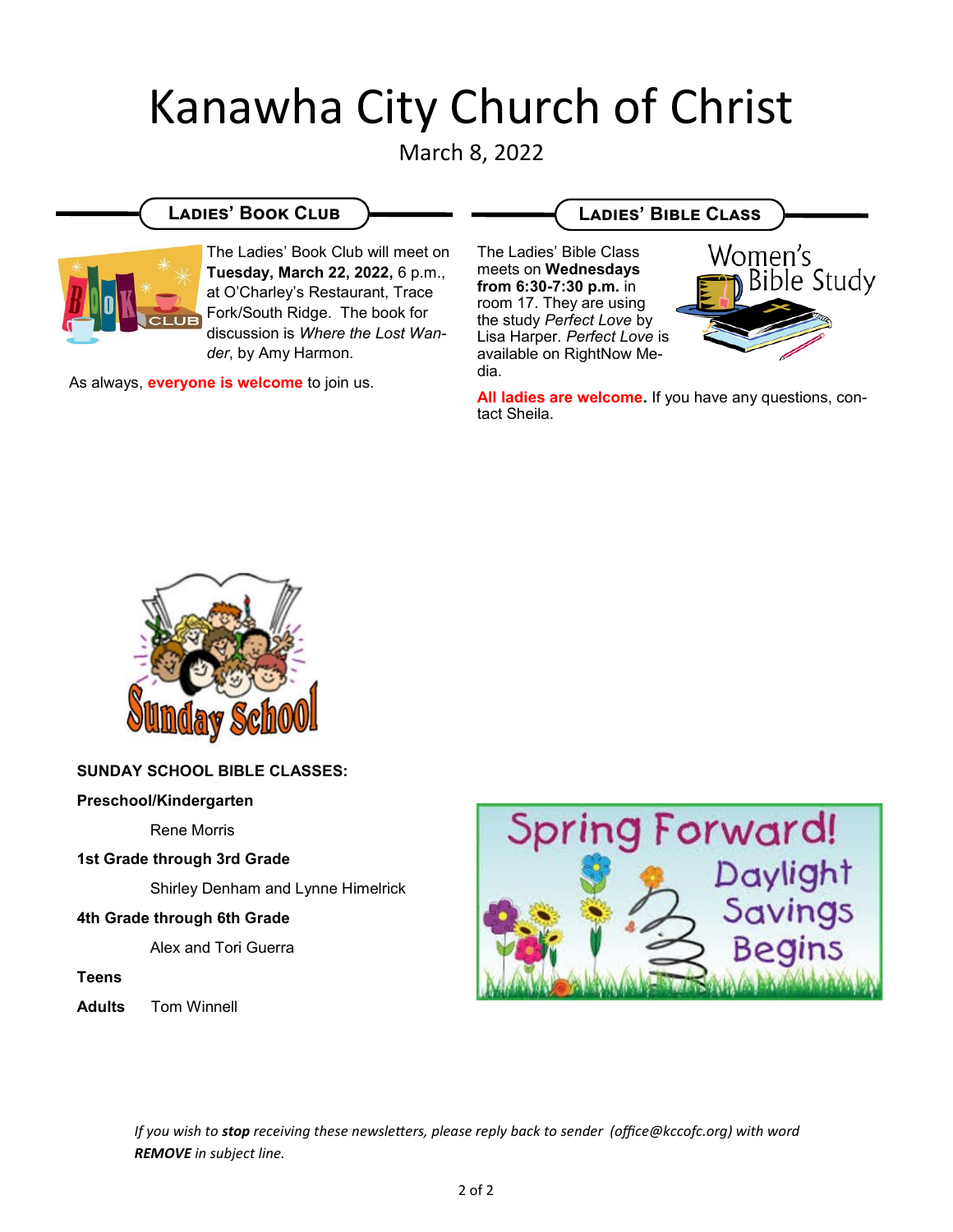# Kanawha City Church of Christ

March 8, 2022

## Ladies' Book Club

The Ladies' Book Club will meet on **Tuesday, March 22, 2022,** 6 p.m., at O'Charley's Restaurant, Trace Fork/South Ridge. The book for discussion is *Where the Lost Wander*, by Amy Harmon.

As always, **everyone is welcome** to join us.

## Ladies' Bible Class

The Ladies' Bible Class meets on **Wednesdays from 6:30-7:30 p.m.** in room 17. They are using the study *Perfect Love* by Lisa Harper. *Perfect Love* is available on RightNow Media.

**All ladies are welcome.** If you have any questions, contact Sheila.

**SUNDAY SCHOOL BIBLE CLASSES:**

**Preschool/Kindergarten**

Rene Morris

**1st Grade through 3rd Grade**

Shirley Denham and Lynne Himelrick

**4th Grade through 6th Grade**

Alex and Tori Guerra

**Teens**

**Adults** Tom Winnell

Spring Forward! Daylight Savings Begins

*If you wish to* ***stop*** *receiving these newsletters, please reply back to sender (office@kccofc.org) with word* ***REMOVE*** *in subject line.*